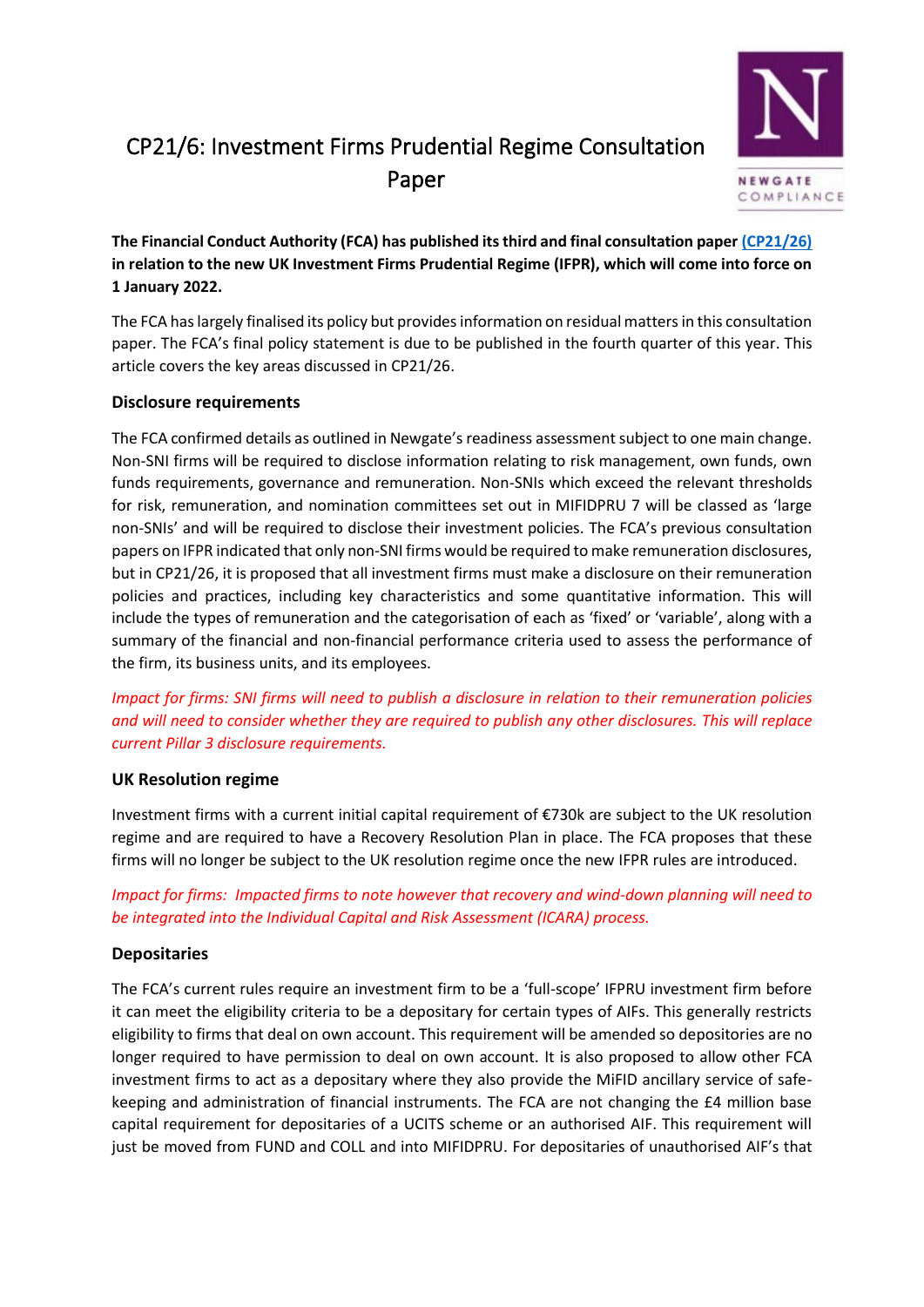# CP21/6: Investment Firms Prudential Regime Consultation Paper

**The Financial Conduct Authority (FCA) has published its third and final consultation paper [(CP21/26)](#) in relation to the new UK Investment Firms Prudential Regime (IFPR), which will come into force on 1 January 2022.**

The FCA has largely finalised its policy but provides information on residual matters in this consultation paper. The FCA's final policy statement is due to be published in the fourth quarter of this year. This article covers the key areas discussed in CP21/26.

## Disclosure requirements

The FCA confirmed details as outlined in Newgate's readiness assessment subject to one main change. Non-SNI firms will be required to disclose information relating to risk management, own funds, own funds requirements, governance and remuneration. Non-SNIs which exceed the relevant thresholds for risk, remuneration, and nomination committees set out in MIFIDPRU 7 will be classed as 'large non-SNIs' and will be required to disclose their investment policies. The FCA's previous consultation papers on IFPR indicated that only non-SNI firms would be required to make remuneration disclosures, but in CP21/26, it is proposed that all investment firms must make a disclosure on their remuneration policies and practices, including key characteristics and some quantitative information. This will include the types of remuneration and the categorisation of each as 'fixed' or 'variable', along with a summary of the financial and non-financial performance criteria used to assess the performance of the firm, its business units, and its employees.

*Impact for firms: SNI firms will need to publish a disclosure in relation to their remuneration policies and will need to consider whether they are required to publish any other disclosures. This will replace current Pillar 3 disclosure requirements.*

## UK Resolution regime

Investment firms with a current initial capital requirement of €730k are subject to the UK resolution regime and are required to have a Recovery Resolution Plan in place. The FCA proposes that these firms will no longer be subject to the UK resolution regime once the new IFPR rules are introduced.

*Impact for firms: Impacted firms to note however that recovery and wind-down planning will need to be integrated into the Individual Capital and Risk Assessment (ICARA) process.*

## Depositaries

The FCA's current rules require an investment firm to be a 'full-scope' IFPRU investment firm before it can meet the eligibility criteria to be a depositary for certain types of AIFs. This generally restricts eligibility to firms that deal on own account. This requirement will be amended so depositories are no longer required to have permission to deal on own account. It is also proposed to allow other FCA investment firms to act as a depositary where they also provide the MiFID ancillary service of safe-keeping and administration of financial instruments. The FCA are not changing the £4 million base capital requirement for depositaries of a UCITS scheme or an authorised AIF. This requirement will just be moved from FUND and COLL and into MIFIDPRU. For depositaries of unauthorised AIF's that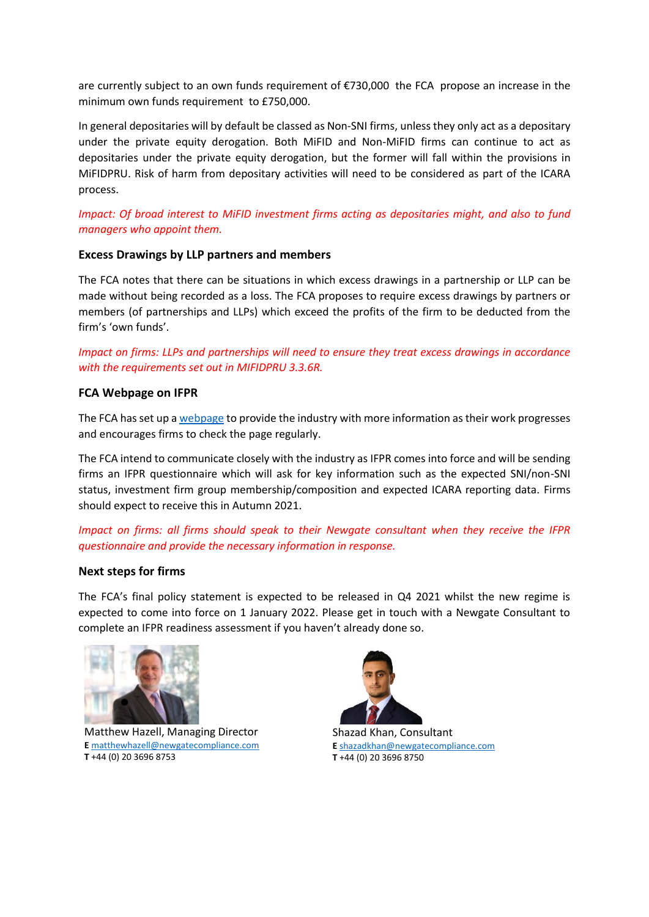are currently subject to an own funds requirement of €730,000 the FCA propose an increase in the minimum own funds requirement to £750,000.

In general depositaries will by default be classed as Non-SNI firms, unless they only act as a depositary under the private equity derogation. Both MiFID and Non-MiFID firms can continue to act as depositaries under the private equity derogation, but the former will fall within the provisions in MiFIDPRU. Risk of harm from depositary activities will need to be considered as part of the ICARA process.

*Impact: Of broad interest to MiFID investment firms acting as depositaries might, and also to fund managers who appoint them.*

### Excess Drawings by LLP partners and members

The FCA notes that there can be situations in which excess drawings in a partnership or LLP can be made without being recorded as a loss. The FCA proposes to require excess drawings by partners or members (of partnerships and LLPs) which exceed the profits of the firm to be deducted from the firm's 'own funds'.

*Impact on firms: LLPs and partnerships will need to ensure they treat excess drawings in accordance with the requirements set out in MIFIDPRU 3.3.6R.*

### FCA Webpage on IFPR

The FCA has set up a webpage to provide the industry with more information as their work progresses and encourages firms to check the page regularly.

The FCA intend to communicate closely with the industry as IFPR comes into force and will be sending firms an IFPR questionnaire which will ask for key information such as the expected SNI/non-SNI status, investment firm group membership/composition and expected ICARA reporting data. Firms should expect to receive this in Autumn 2021.

*Impact on firms: all firms should speak to their Newgate consultant when they receive the IFPR questionnaire and provide the necessary information in response.*

### Next steps for firms

The FCA's final policy statement is expected to be released in Q4 2021 whilst the new regime is expected to come into force on 1 January 2022. Please get in touch with a Newgate Consultant to complete an IFPR readiness assessment if you haven't already done so.

Matthew Hazell, Managing Director
**E** matthewhazell@newgatecompliance.com
**T** +44 (0) 20 3696 8753

Shazad Khan, Consultant
**E** shazadkhan@newgatecompliance.com
**T** +44 (0) 20 3696 8750